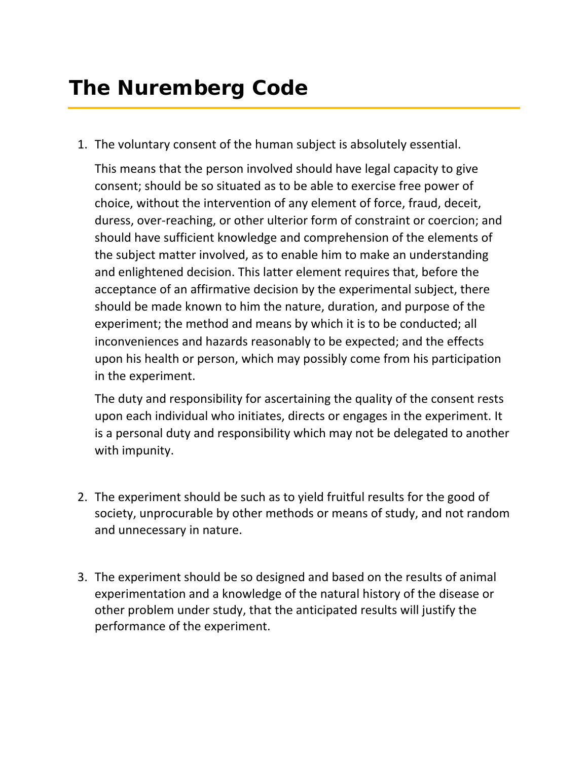# The Nuremberg Code

1. The voluntary consent of the human subject is absolutely essential.

   This means that the person involved should have legal capacity to give consent; should be so situated as to be able to exercise free power of choice, without the intervention of any element of force, fraud, deceit, duress, over-reaching, or other ulterior form of constraint or coercion; and should have sufficient knowledge and comprehension of the elements of the subject matter involved, as to enable him to make an understanding and enlightened decision. This latter element requires that, before the acceptance of an affirmative decision by the experimental subject, there should be made known to him the nature, duration, and purpose of the experiment; the method and means by which it is to be conducted; all inconveniences and hazards reasonably to be expected; and the effects upon his health or person, which may possibly come from his participation in the experiment.

   The duty and responsibility for ascertaining the quality of the consent rests upon each individual who initiates, directs or engages in the experiment. It is a personal duty and responsibility which may not be delegated to another with impunity.

2. The experiment should be such as to yield fruitful results for the good of society, unprocurable by other methods or means of study, and not random and unnecessary in nature.

3. The experiment should be so designed and based on the results of animal experimentation and a knowledge of the natural history of the disease or other problem under study, that the anticipated results will justify the performance of the experiment.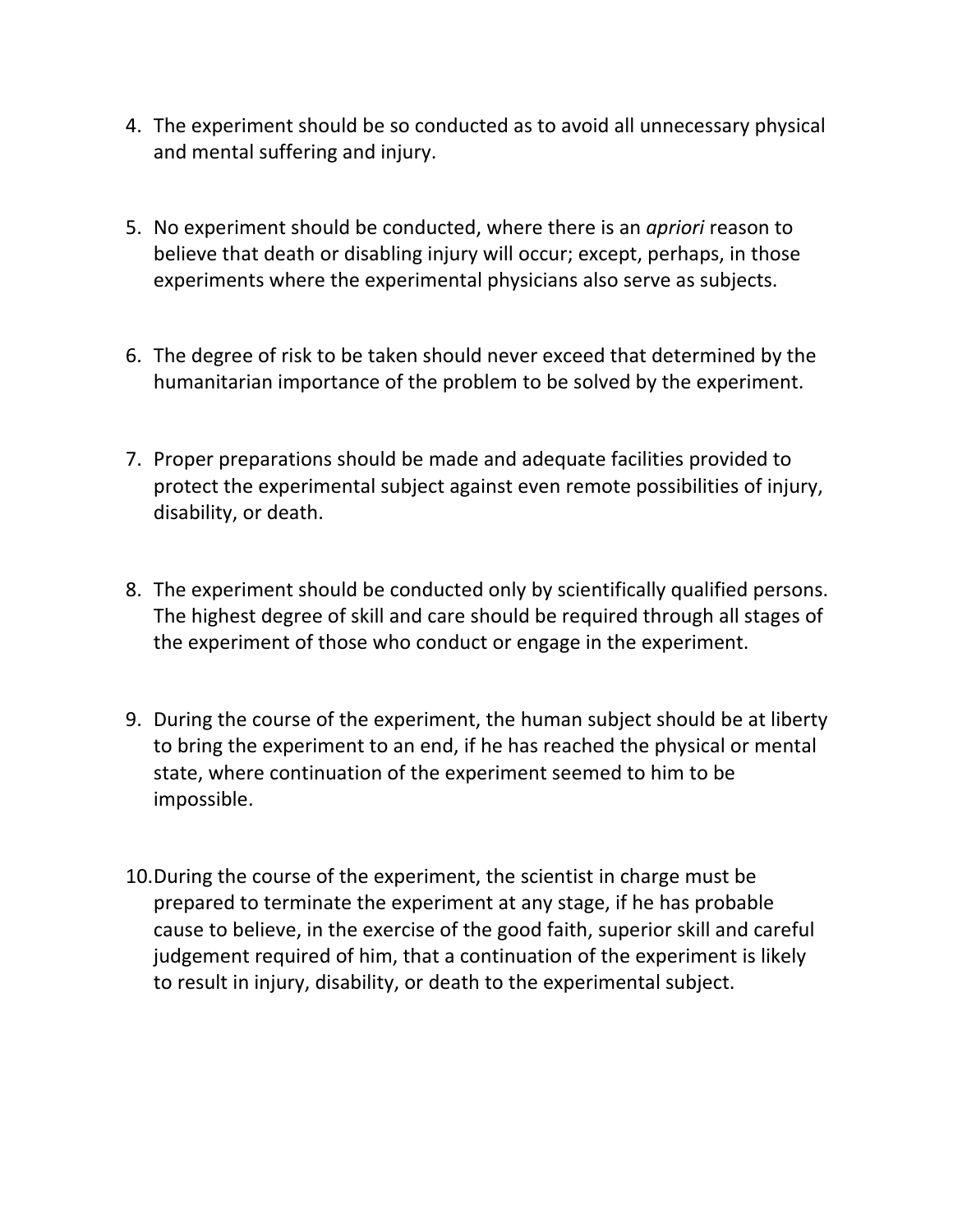4. The experiment should be so conducted as to avoid all unnecessary physical and mental suffering and injury.

5. No experiment should be conducted, where there is an *apriori* reason to believe that death or disabling injury will occur; except, perhaps, in those experiments where the experimental physicians also serve as subjects.

6. The degree of risk to be taken should never exceed that determined by the humanitarian importance of the problem to be solved by the experiment.

7. Proper preparations should be made and adequate facilities provided to protect the experimental subject against even remote possibilities of injury, disability, or death.

8. The experiment should be conducted only by scientifically qualified persons. The highest degree of skill and care should be required through all stages of the experiment of those who conduct or engage in the experiment.

9. During the course of the experiment, the human subject should be at liberty to bring the experiment to an end, if he has reached the physical or mental state, where continuation of the experiment seemed to him to be impossible.

10. During the course of the experiment, the scientist in charge must be prepared to terminate the experiment at any stage, if he has probable cause to believe, in the exercise of the good faith, superior skill and careful judgement required of him, that a continuation of the experiment is likely to result in injury, disability, or death to the experimental subject.